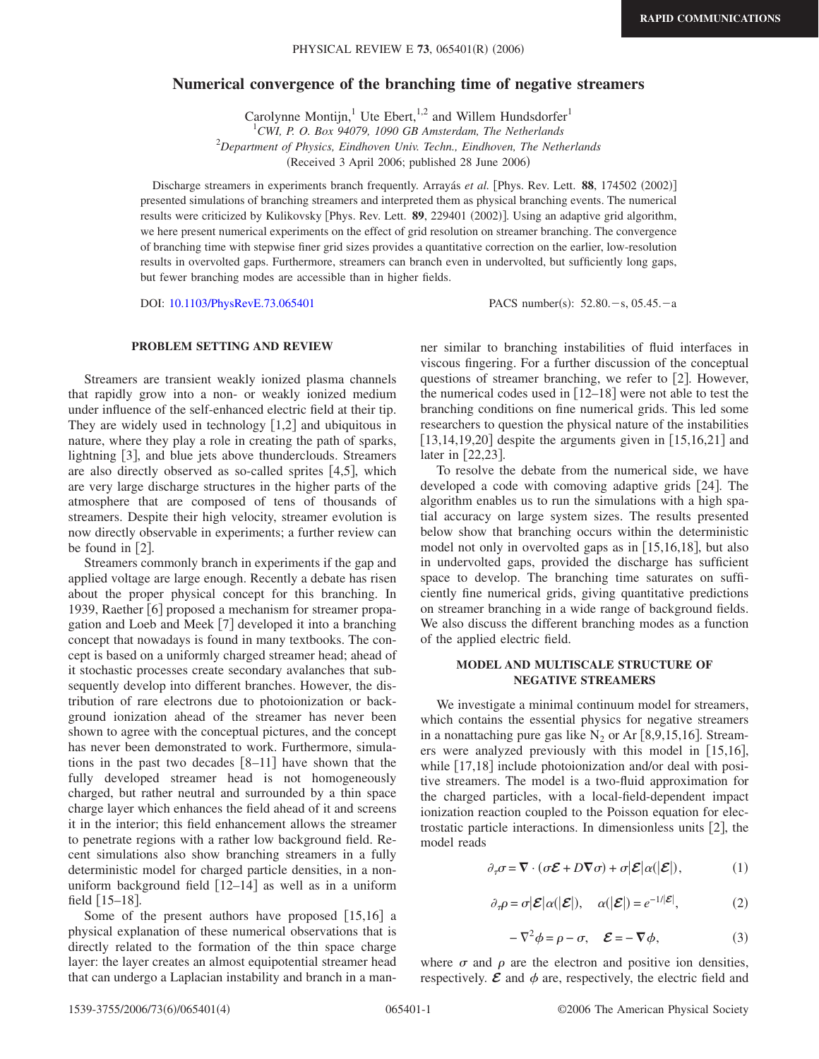# Numerical convergence of the branching time of negative streamers

Carolynne Montijn,[1] Ute Ebert,[1,2] and Willem Hundsdorfer[1]

[1]*CWI, P. O. Box 94079, 1090 GB Amsterdam, The Netherlands*
[2]*Department of Physics, Eindhoven Univ. Techn., Eindhoven, The Netherlands*

(Received 3 April 2006; published 28 June 2006)

Discharge streamers in experiments branch frequently. Arrayás *et al.* [Phys. Rev. Lett. **88**, 174502 (2002)] presented simulations of branching streamers and interpreted them as physical branching events. The numerical results were criticized by Kulikovsky [Phys. Rev. Lett. **89**, 229401 (2002)]. Using an adaptive grid algorithm, we here present numerical experiments on the effect of grid resolution on streamer branching. The convergence of branching time with stepwise finer grid sizes provides a quantitative correction on the earlier, low-resolution results in overvolted gaps. Furthermore, streamers can branch even in undervolted, but sufficiently long gaps, but fewer branching modes are accessible than in higher fields.

DOI: 10.1103/PhysRevE.73.065401

PACS number(s): 52.80.−s, 05.45.−a

## PROBLEM SETTING AND REVIEW

Streamers are transient weakly ionized plasma channels that rapidly grow into a non- or weakly ionized medium under influence of the self-enhanced electric field at their tip. They are widely used in technology [1,2] and ubiquitous in nature, where they play a role in creating the path of sparks, lightning [3], and blue jets above thunderclouds. Streamers are also directly observed as so-called sprites [4,5], which are very large discharge structures in the higher parts of the atmosphere that are composed of tens of thousands of streamers. Despite their high velocity, streamer evolution is now directly observable in experiments; a further review can be found in [2].

Streamers commonly branch in experiments if the gap and applied voltage are large enough. Recently a debate has risen about the proper physical concept for this branching. In 1939, Raether [6] proposed a mechanism for streamer propagation and Loeb and Meek [7] developed it into a branching concept that nowadays is found in many textbooks. The concept is based on a uniformly charged streamer head; ahead of it stochastic processes create secondary avalanches that subsequently develop into different branches. However, the distribution of rare electrons due to photoionization or background ionization ahead of the streamer has never been shown to agree with the conceptual pictures, and the concept has never been demonstrated to work. Furthermore, simulations in the past two decades [8–11] have shown that the fully developed streamer head is not homogeneously charged, but rather neutral and surrounded by a thin space charge layer which enhances the field ahead of it and screens it in the interior; this field enhancement allows the streamer to penetrate regions with a rather low background field. Recent simulations also show branching streamers in a fully deterministic model for charged particle densities, in a nonuniform background field [12–14] as well as in a uniform field [15–18].

Some of the present authors have proposed [15,16] a physical explanation of these numerical observations that is directly related to the formation of the thin space charge layer: the layer creates an almost equipotential streamer head that can undergo a Laplacian instability and branch in a manner similar to branching instabilities of fluid interfaces in viscous fingering. For a further discussion of the conceptual questions of streamer branching, we refer to [2]. However, the numerical codes used in [12–18] were not able to test the branching conditions on fine numerical grids. This led some researchers to question the physical nature of the instabilities [13,14,19,20] despite the arguments given in [15,16,21] and later in [22,23].

To resolve the debate from the numerical side, we have developed a code with comoving adaptive grids [24]. The algorithm enables us to run the simulations with a high spatial accuracy on large system sizes. The results presented below show that branching occurs within the deterministic model not only in overvolted gaps as in [15,16,18], but also in undervolted gaps, provided the discharge has sufficient space to develop. The branching time saturates on sufficiently fine numerical grids, giving quantitative predictions on streamer branching in a wide range of background fields. We also discuss the different branching modes as a function of the applied electric field.

## MODEL AND MULTISCALE STRUCTURE OF NEGATIVE STREAMERS

We investigate a minimal continuum model for streamers, which contains the essential physics for negative streamers in a nonattaching pure gas like $N_2$ or Ar [8,9,15,16]. Streamers were analyzed previously with this model in [15,16], while [17,18] include photoionization and/or deal with positive streamers. The model is a two-fluid approximation for the charged particles, with a local-field-dependent impact ionization reaction coupled to the Poisson equation for electrostatic particle interactions. In dimensionless units [2], the model reads

$$\partial_\tau \sigma = \nabla \cdot (\sigma \boldsymbol{\mathcal{E}} + D \nabla \sigma) + \sigma |\boldsymbol{\mathcal{E}}| \alpha(|\boldsymbol{\mathcal{E}}|), \tag{1}$$

$$\partial_\tau \rho = \sigma |\boldsymbol{\mathcal{E}}| \alpha(|\boldsymbol{\mathcal{E}}|), \quad \alpha(|\boldsymbol{\mathcal{E}}|) = e^{-1/|\boldsymbol{\mathcal{E}}|}, \tag{2}$$

$$-\nabla^2 \phi = \rho - \sigma, \quad \boldsymbol{\mathcal{E}} = -\nabla \phi, \tag{3}$$

where $\sigma$ and $\rho$ are the electron and positive ion densities, respectively. $\boldsymbol{\mathcal{E}}$ and $\phi$ are, respectively, the electric field and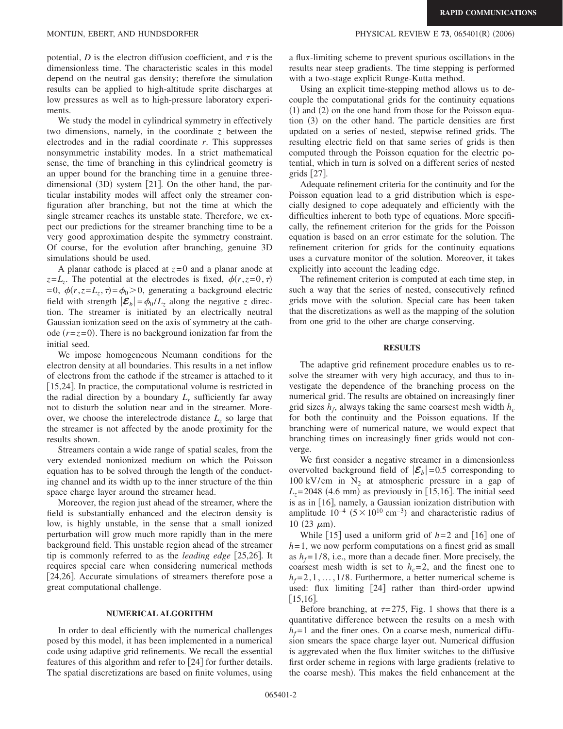potential, $D$ is the electron diffusion coefficient, and $\tau$ is the dimensionless time. The characteristic scales in this model depend on the neutral gas density; therefore the simulation results can be applied to high-altitude sprite discharges at low pressures as well as to high-pressure laboratory experiments.

We study the model in cylindrical symmetry in effectively two dimensions, namely, in the coordinate $z$ between the electrodes and in the radial coordinate $r$. This suppresses nonsymmetric instability modes. In a strict mathematical sense, the time of branching in this cylindrical geometry is an upper bound for the branching time in a genuine three-dimensional (3D) system [21]. On the other hand, the particular instability modes will affect only the streamer configuration after branching, but not the time at which the single streamer reaches its unstable state. Therefore, we expect our predictions for the streamer branching time to be a very good approximation despite the symmetry constraint. Of course, for the evolution after branching, genuine 3D simulations should be used.

A planar cathode is placed at $z=0$ and a planar anode at $z=L_z$. The potential at the electrodes is fixed, $\phi(r,z=0,\tau)=0$, $\phi(r,z=L_z,\tau)=\phi_0>0$, generating a background electric field with strength $|\boldsymbol{\mathcal{E}}_b|=\phi_0/L_z$ along the negative $z$ direction. The streamer is initiated by an electrically neutral Gaussian ionization seed on the axis of symmetry at the cathode ($r=z=0$). There is no background ionization far from the initial seed.

We impose homogeneous Neumann conditions for the electron density at all boundaries. This results in a net inflow of electrons from the cathode if the streamer is attached to it [15,24]. In practice, the computational volume is restricted in the radial direction by a boundary $L_r$ sufficiently far away not to disturb the solution near and in the streamer. Moreover, we choose the interelectrode distance $L_z$ so large that the streamer is not affected by the anode proximity for the results shown.

Streamers contain a wide range of spatial scales, from the very extended nonionized medium on which the Poisson equation has to be solved through the length of the conducting channel and its width up to the inner structure of the thin space charge layer around the streamer head.

Moreover, the region just ahead of the streamer, where the field is substantially enhanced and the electron density is low, is highly unstable, in the sense that a small ionized perturbation will grow much more rapidly than in the mere background field. This unstable region ahead of the streamer tip is commonly referred to as the *leading edge* [25,26]. It requires special care when considering numerical methods [24,26]. Accurate simulations of streamers therefore pose a great computational challenge.

## NUMERICAL ALGORITHM

In order to deal efficiently with the numerical challenges posed by this model, it has been implemented in a numerical code using adaptive grid refinements. We recall the essential features of this algorithm and refer to [24] for further details. The spatial discretizations are based on finite volumes, using a flux-limiting scheme to prevent spurious oscillations in the results near steep gradients. The time stepping is performed with a two-stage explicit Runge-Kutta method.

Using an explicit time-stepping method allows us to decouple the computational grids for the continuity equations (1) and (2) on the one hand from those for the Poisson equation (3) on the other hand. The particle densities are first updated on a series of nested, stepwise refined grids. The resulting electric field on that same series of grids is then computed through the Poisson equation for the electric potential, which in turn is solved on a different series of nested grids [27].

Adequate refinement criteria for the continuity and for the Poisson equation lead to a grid distribution which is especially designed to cope adequately and efficiently with the difficulties inherent to both type of equations. More specifically, the refinement criterion for the grids for the Poisson equation is based on an error estimate for the solution. The refinement criterion for grids for the continuity equations uses a curvature monitor of the solution. Moreover, it takes explicitly into account the leading edge.

The refinement criterion is computed at each time step, in such a way that the series of nested, consecutively refined grids move with the solution. Special care has been taken that the discretizations as well as the mapping of the solution from one grid to the other are charge conserving.

## RESULTS

The adaptive grid refinement procedure enables us to resolve the streamer with very high accuracy, and thus to investigate the dependence of the branching process on the numerical grid. The results are obtained on increasingly finer grid sizes $h_f$, always taking the same coarsest mesh width $h_c$ for both the continuity and the Poisson equations. If the branching were of numerical nature, we would expect that branching times on increasingly finer grids would not converge.

We first consider a negative streamer in a dimensionless overvolted background field of $|\boldsymbol{\mathcal{E}}_b|=0.5$ corresponding to 100 kV/cm in $N_2$ at atmospheric pressure in a gap of $L_z=2048$ (4.6 mm) as previously in [15,16]. The initial seed is as in [16], namely, a Gaussian ionization distribution with amplitude $10^{-4}$ ($5\times10^{10}$ cm$^{-3}$) and characteristic radius of 10 (23 $\mu$m).

While [15] used a uniform grid of $h=2$ and [16] one of $h=1$, we now perform computations on a finest grid as small as $h_f=1/8$, i.e., more than a decade finer. More precisely, the coarsest mesh width is set to $h_c=2$, and the finest one to $h_f=2,1,\ldots,1/8$. Furthermore, a better numerical scheme is used: flux limiting [24] rather than third-order upwind [15,16].

Before branching, at $\tau=275$, Fig. 1 shows that there is a quantitative difference between the results on a mesh with $h_f=1$ and the finer ones. On a coarse mesh, numerical diffusion smears the space charge layer out. Numerical diffusion is aggrevated when the flux limiter switches to the diffusive first order scheme in regions with large gradients (relative to the coarse mesh). This makes the field enhancement at the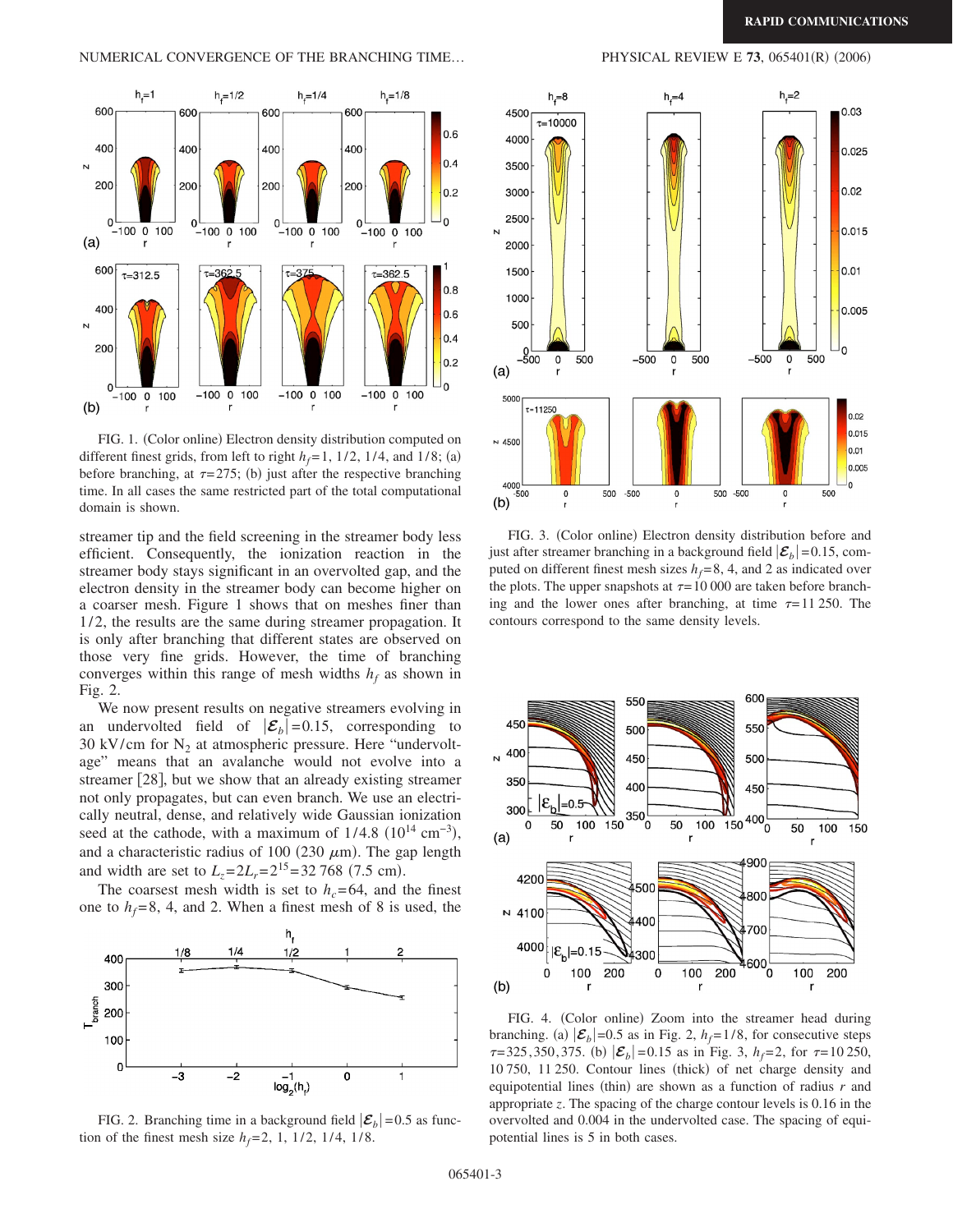FIG. 1. (Color online) Electron density distribution computed on different finest grids, from left to right $h_f=1$, 1/2, 1/4, and 1/8; (a) before branching, at $\tau=275$; (b) just after the respective branching time. In all cases the same restricted part of the total computational domain is shown.

streamer tip and the field screening in the streamer body less efficient. Consequently, the ionization reaction in the streamer body stays significant in an overvolted gap, and the electron density in the streamer body can become higher on a coarser mesh. Figure 1 shows that on meshes finer than 1/2, the results are the same during streamer propagation. It is only after branching that different states are observed on those very fine grids. However, the time of branching converges within this range of mesh widths $h_f$ as shown in Fig. 2.

We now present results on negative streamers evolving in an undervolted field of $|\mathcal{E}_b|=0.15$, corresponding to 30 kV/cm for $N_2$ at atmospheric pressure. Here "undervoltage" means that an avalanche would not evolve into a streamer [28], but we show that an already existing streamer not only propagates, but can even branch. We use an electrically neutral, dense, and relatively wide Gaussian ionization seed at the cathode, with a maximum of 1/4.8 ($10^{14}$ cm$^{-3}$), and a characteristic radius of 100 (230 $\mu$m). The gap length and width are set to $L_z=2L_r=2^{15}=32\,768$ (7.5 cm).

The coarsest mesh width is set to $h_c=64$, and the finest one to $h_f=8$, 4, and 2. When a finest mesh of 8 is used, the

FIG. 2. Branching time in a background field $|\mathcal{E}_b|=0.5$ as function of the finest mesh size $h_f=2$, 1, 1/2, 1/4, 1/8.

FIG. 3. (Color online) Electron density distribution before and just after streamer branching in a background field $|\mathcal{E}_b|=0.15$, computed on different finest mesh sizes $h_f=8$, 4, and 2 as indicated over the plots. The upper snapshots at $\tau=10\,000$ are taken before branching and the lower ones after branching, at time $\tau=11\,250$. The contours correspond to the same density levels.

FIG. 4. (Color online) Zoom into the streamer head during branching. (a) $|\mathcal{E}_b|=0.5$ as in Fig. 2, $h_f=1/8$, for consecutive steps $\tau=325,350,375$. (b) $|\mathcal{E}_b|=0.15$ as in Fig. 3, $h_f=2$, for $\tau=10\,250$, 10 750, 11 250. Contour lines (thick) of net charge density and equipotential lines (thin) are shown as a function of radius $r$ and appropriate $z$. The spacing of the charge contour levels is 0.16 in the overvolted and 0.004 in the undervolted case. The spacing of equipotential lines is 5 in both cases.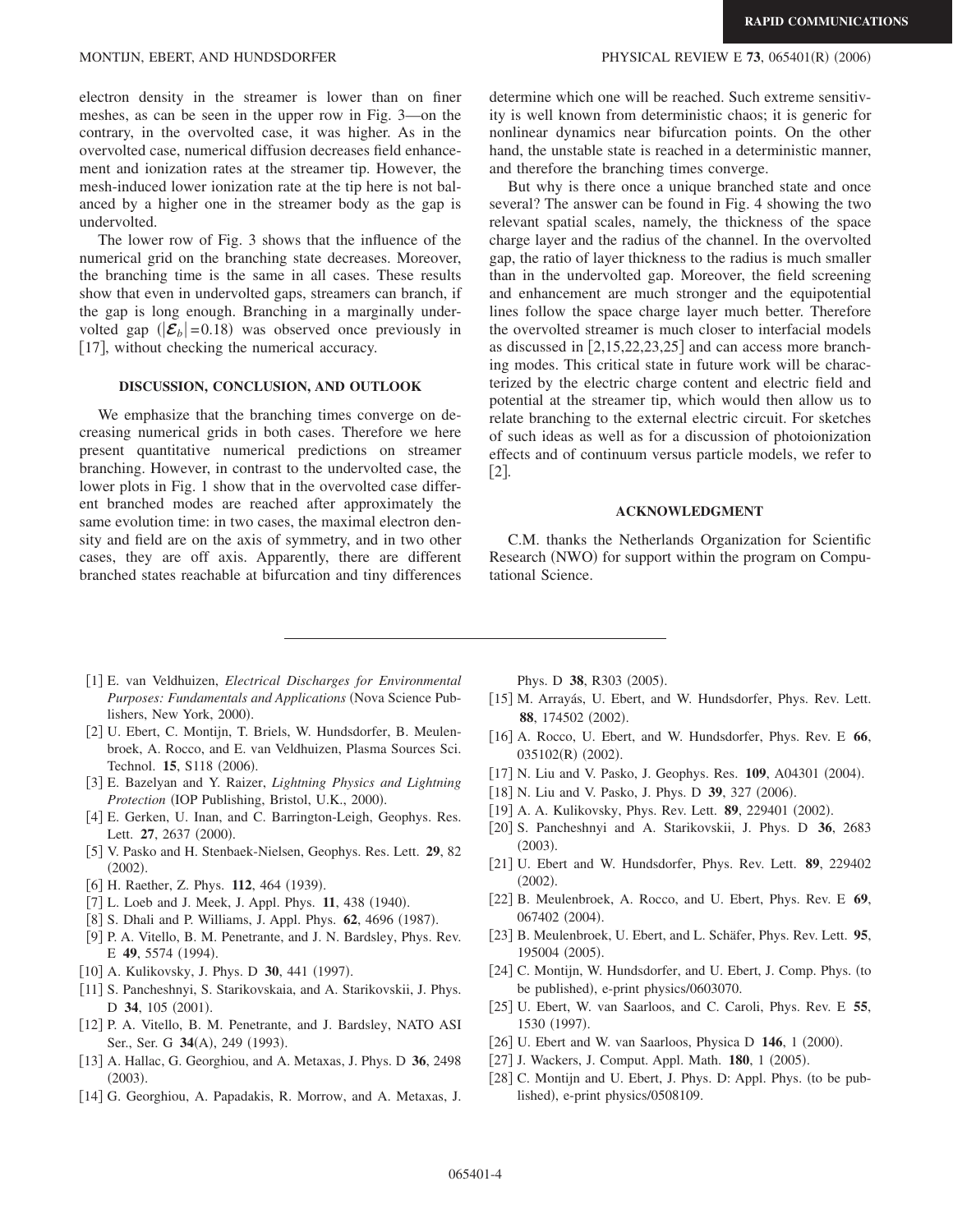electron density in the streamer is lower than on finer meshes, as can be seen in the upper row in Fig. 3—on the contrary, in the overvolted case, it was higher. As in the overvolted case, numerical diffusion decreases field enhancement and ionization rates at the streamer tip. However, the mesh-induced lower ionization rate at the tip here is not balanced by a higher one in the streamer body as the gap is undervolted.

The lower row of Fig. 3 shows that the influence of the numerical grid on the branching state decreases. Moreover, the branching time is the same in all cases. These results show that even in undervolted gaps, streamers can branch, if the gap is long enough. Branching in a marginally undervolted gap ($|\mathcal{E}_b|=0.18$) was observed once previously in [17], without checking the numerical accuracy.

## DISCUSSION, CONCLUSION, AND OUTLOOK

We emphasize that the branching times converge on decreasing numerical grids in both cases. Therefore we here present quantitative numerical predictions on streamer branching. However, in contrast to the undervolted case, the lower plots in Fig. 1 show that in the overvolted case different branched modes are reached after approximately the same evolution time: in two cases, the maximal electron density and field are on the axis of symmetry, and in two other cases, they are off axis. Apparently, there are different branched states reachable at bifurcation and tiny differences determine which one will be reached. Such extreme sensitivity is well known from deterministic chaos; it is generic for nonlinear dynamics near bifurcation points. On the other hand, the unstable state is reached in a deterministic manner, and therefore the branching times converge.

But why is there once a unique branched state and once several? The answer can be found in Fig. 4 showing the two relevant spatial scales, namely, the thickness of the space charge layer and the radius of the channel. In the overvolted gap, the ratio of layer thickness to the radius is much smaller than in the undervolted gap. Moreover, the field screening and enhancement are much stronger and the equipotential lines follow the space charge layer much better. Therefore the overvolted streamer is much closer to interfacial models as discussed in [2,15,22,23,25] and can access more branching modes. This critical state in future work will be characterized by the electric charge content and electric field and potential at the streamer tip, which would then allow us to relate branching to the external electric circuit. For sketches of such ideas as well as for a discussion of photoionization effects and of continuum versus particle models, we refer to [2].

## ACKNOWLEDGMENT

C.M. thanks the Netherlands Organization for Scientific Research (NWO) for support within the program on Computational Science.

---

[1] E. van Veldhuizen, *Electrical Discharges for Environmental Purposes: Fundamentals and Applications* (Nova Science Publishers, New York, 2000).

[2] U. Ebert, C. Montijn, T. Briels, W. Hundsdorfer, B. Meulenbroek, A. Rocco, and E. van Veldhuizen, Plasma Sources Sci. Technol. **15**, S118 (2006).

[3] E. Bazelyan and Y. Raizer, *Lightning Physics and Lightning Protection* (IOP Publishing, Bristol, U.K., 2000).

[4] E. Gerken, U. Inan, and C. Barrington-Leigh, Geophys. Res. Lett. **27**, 2637 (2000).

[5] V. Pasko and H. Stenbaek-Nielsen, Geophys. Res. Lett. **29**, 82 (2002).

[6] H. Raether, Z. Phys. **112**, 464 (1939).

[7] L. Loeb and J. Meek, J. Appl. Phys. **11**, 438 (1940).

[8] S. Dhali and P. Williams, J. Appl. Phys. **62**, 4696 (1987).

[9] P. A. Vitello, B. M. Penetrante, and J. N. Bardsley, Phys. Rev. E **49**, 5574 (1994).

[10] A. Kulikovsky, J. Phys. D **30**, 441 (1997).

[11] S. Pancheshnyi, S. Starikovskaia, and A. Starikovskii, J. Phys. D **34**, 105 (2001).

[12] P. A. Vitello, B. M. Penetrante, and J. Bardsley, NATO ASI Ser., Ser. G **34**(A), 249 (1993).

[13] A. Hallac, G. Georghiou, and A. Metaxas, J. Phys. D **36**, 2498 (2003).

[14] G. Georghiou, A. Papadakis, R. Morrow, and A. Metaxas, J. Phys. D **38**, R303 (2005).

[15] M. Arrayás, U. Ebert, and W. Hundsdorfer, Phys. Rev. Lett. **88**, 174502 (2002).

[16] A. Rocco, U. Ebert, and W. Hundsdorfer, Phys. Rev. E **66**, 035102(R) (2002).

[17] N. Liu and V. Pasko, J. Geophys. Res. **109**, A04301 (2004).

[18] N. Liu and V. Pasko, J. Phys. D **39**, 327 (2006).

[19] A. A. Kulikovsky, Phys. Rev. Lett. **89**, 229401 (2002).

[20] S. Pancheshnyi and A. Starikovskii, J. Phys. D **36**, 2683 (2003).

[21] U. Ebert and W. Hundsdorfer, Phys. Rev. Lett. **89**, 229402 (2002).

[22] B. Meulenbroek, A. Rocco, and U. Ebert, Phys. Rev. E **69**, 067402 (2004).

[23] B. Meulenbroek, U. Ebert, and L. Schäfer, Phys. Rev. Lett. **95**, 195004 (2005).

[24] C. Montijn, W. Hundsdorfer, and U. Ebert, J. Comp. Phys. (to be published), e-print physics/0603070.

[25] U. Ebert, W. van Saarloos, and C. Caroli, Phys. Rev. E **55**, 1530 (1997).

[26] U. Ebert and W. van Saarloos, Physica D **146**, 1 (2000).

[27] J. Wackers, J. Comput. Appl. Math. **180**, 1 (2005).

[28] C. Montijn and U. Ebert, J. Phys. D: Appl. Phys. (to be published), e-print physics/0508109.